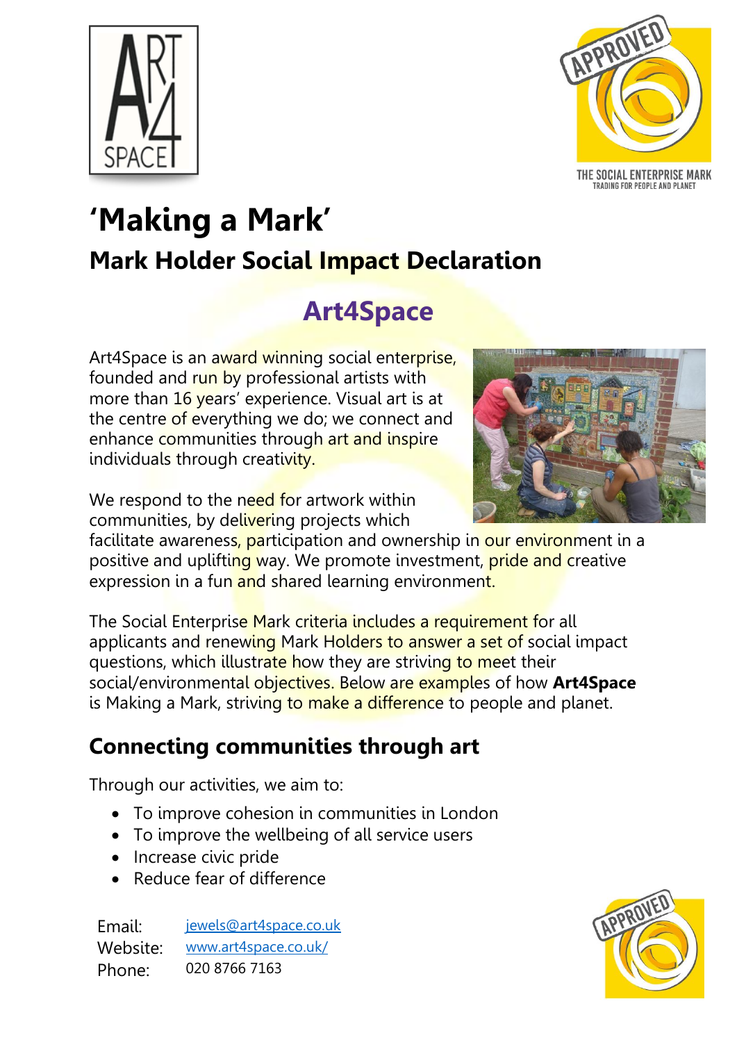# ‘Making a Mark’

## Mark Holder Social Impact Declaration

## Art4Space

Art4Space is an award winning social enterprise, founded and run by professional artists with more than 16 years’ experience. Visual art is at the centre of everything we do; we connect and enhance communities through art and inspire individuals through creativity.

We respond to the need for artwork within communities, by delivering projects which facilitate awareness, participation and ownership in our environment in a positive and uplifting way. We promote investment, pride and creative expression in a fun and shared learning environment.

The Social Enterprise Mark criteria includes a requirement for all applicants and renewing Mark Holders to answer a set of social impact questions, which illustrate how they are striving to meet their social/environmental objectives. Below are examples of how **Art4Space** is Making a Mark, striving to make a difference to people and planet.

## Connecting communities through art

Through our activities, we aim to:

- To improve cohesion in communities in London
- To improve the wellbeing of all service users
- Increase civic pride
- Reduce fear of difference

Email: jewels@art4space.co.uk
Website: www.art4space.co.uk/
Phone: 020 8766 7163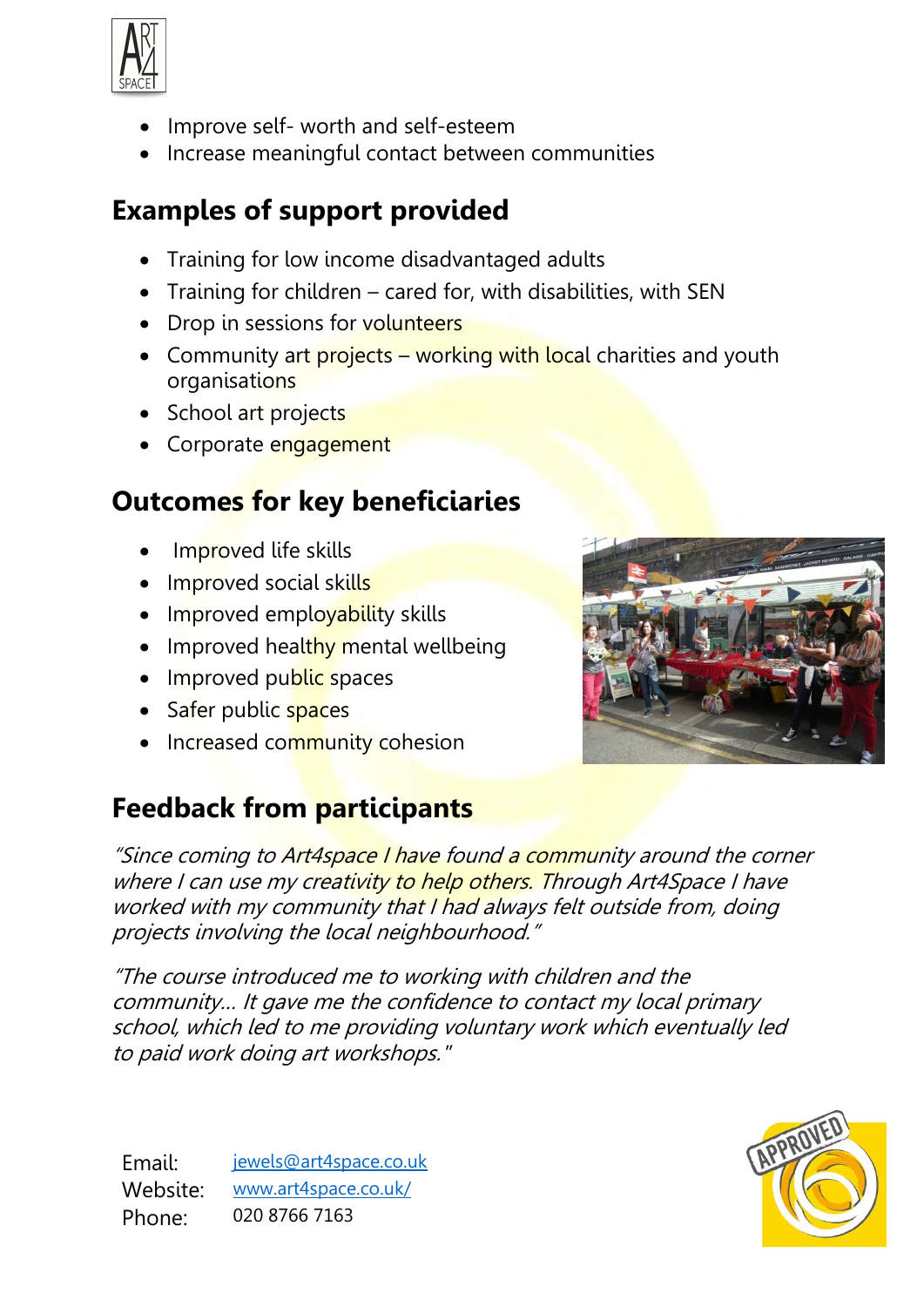- Improve self- worth and self-esteem
- Increase meaningful contact between communities

## Examples of support provided

- Training for low income disadvantaged adults
- Training for children – cared for, with disabilities, with SEN
- Drop in sessions for volunteers
- Community art projects – working with local charities and youth organisations
- School art projects
- Corporate engagement

## Outcomes for key beneficiaries

- Improved life skills
- Improved social skills
- Improved employability skills
- Improved healthy mental wellbeing
- Improved public spaces
- Safer public spaces
- Increased community cohesion

## Feedback from participants

*"Since coming to Art4space I have found a community around the corner where I can use my creativity to help others. Through Art4Space I have worked with my community that I had always felt outside from, doing projects involving the local neighbourhood."*

*"The course introduced me to working with children and the community… It gave me the confidence to contact my local primary school, which led to me providing voluntary work which eventually led to paid work doing art workshops."*

Email: jewels@art4space.co.uk
Website: www.art4space.co.uk/
Phone: 020 8766 7163